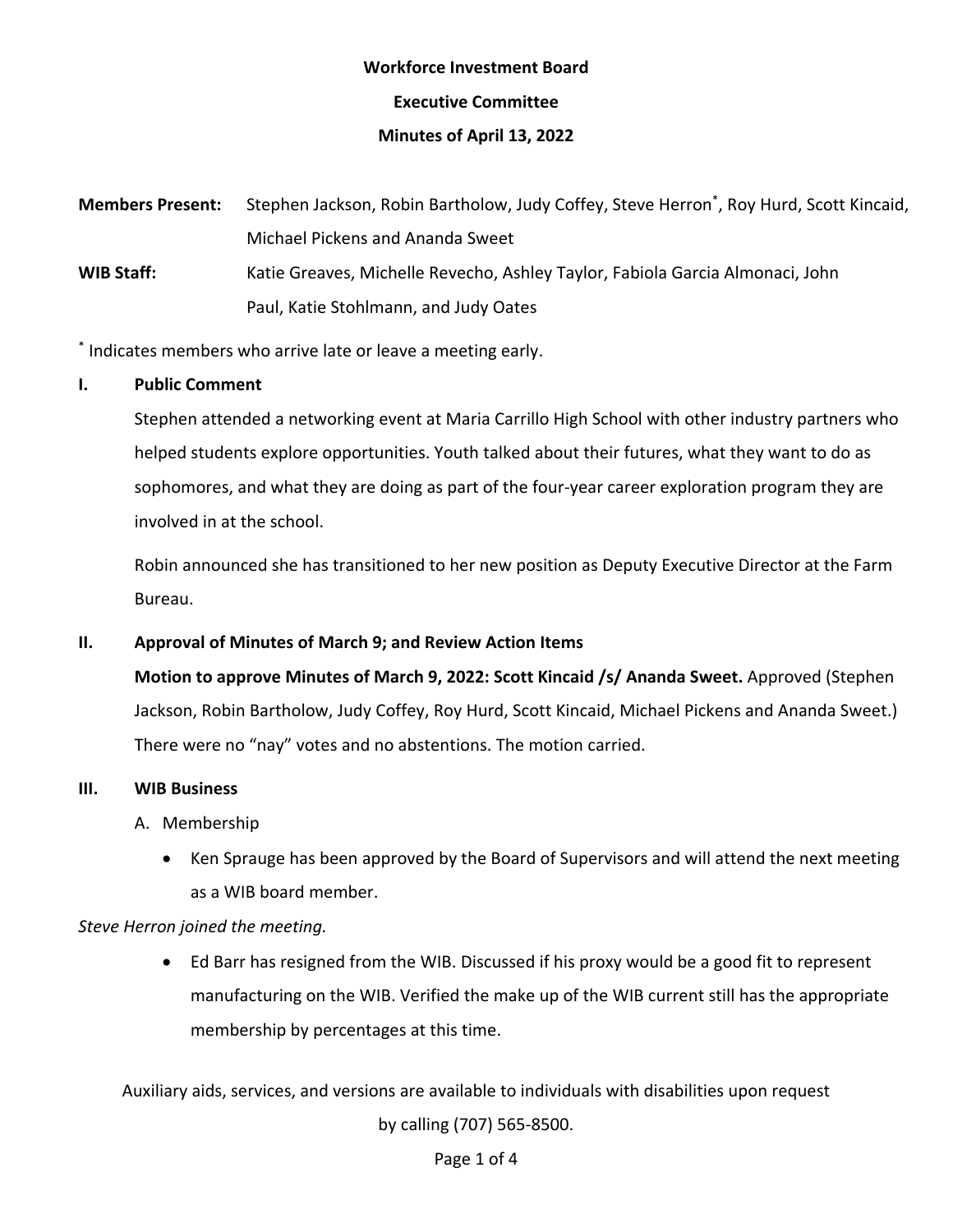**Workforce Investment Board**

**Executive Committee**

**Minutes of April 13, 2022**

**Members Present:** Stephen Jackson, Robin Bartholow, Judy Coffey, Steve Herron*, Roy Hurd, Scott Kincaid, Michael Pickens and Ananda Sweet

**WIB Staff:** Katie Greaves, Michelle Revecho, Ashley Taylor, Fabiola Garcia Almonaci, John Paul, Katie Stohlmann, and Judy Oates

* Indicates members who arrive late or leave a meeting early.

## I. Public Comment

Stephen attended a networking event at Maria Carrillo High School with other industry partners who helped students explore opportunities. Youth talked about their futures, what they want to do as sophomores, and what they are doing as part of the four-year career exploration program they are involved in at the school.

Robin announced she has transitioned to her new position as Deputy Executive Director at the Farm Bureau.

## II. Approval of Minutes of March 9; and Review Action Items

**Motion to approve Minutes of March 9, 2022: Scott Kincaid /s/ Ananda Sweet.** Approved (Stephen Jackson, Robin Bartholow, Judy Coffey, Roy Hurd, Scott Kincaid, Michael Pickens and Ananda Sweet.) There were no "nay" votes and no abstentions. The motion carried.

## III. WIB Business

A. Membership

- Ken Sprauge has been approved by the Board of Supervisors and will attend the next meeting as a WIB board member.

*Steve Herron joined the meeting.*

- Ed Barr has resigned from the WIB. Discussed if his proxy would be a good fit to represent manufacturing on the WIB. Verified the make up of the WIB current still has the appropriate membership by percentages at this time.

Auxiliary aids, services, and versions are available to individuals with disabilities upon request by calling (707) 565-8500.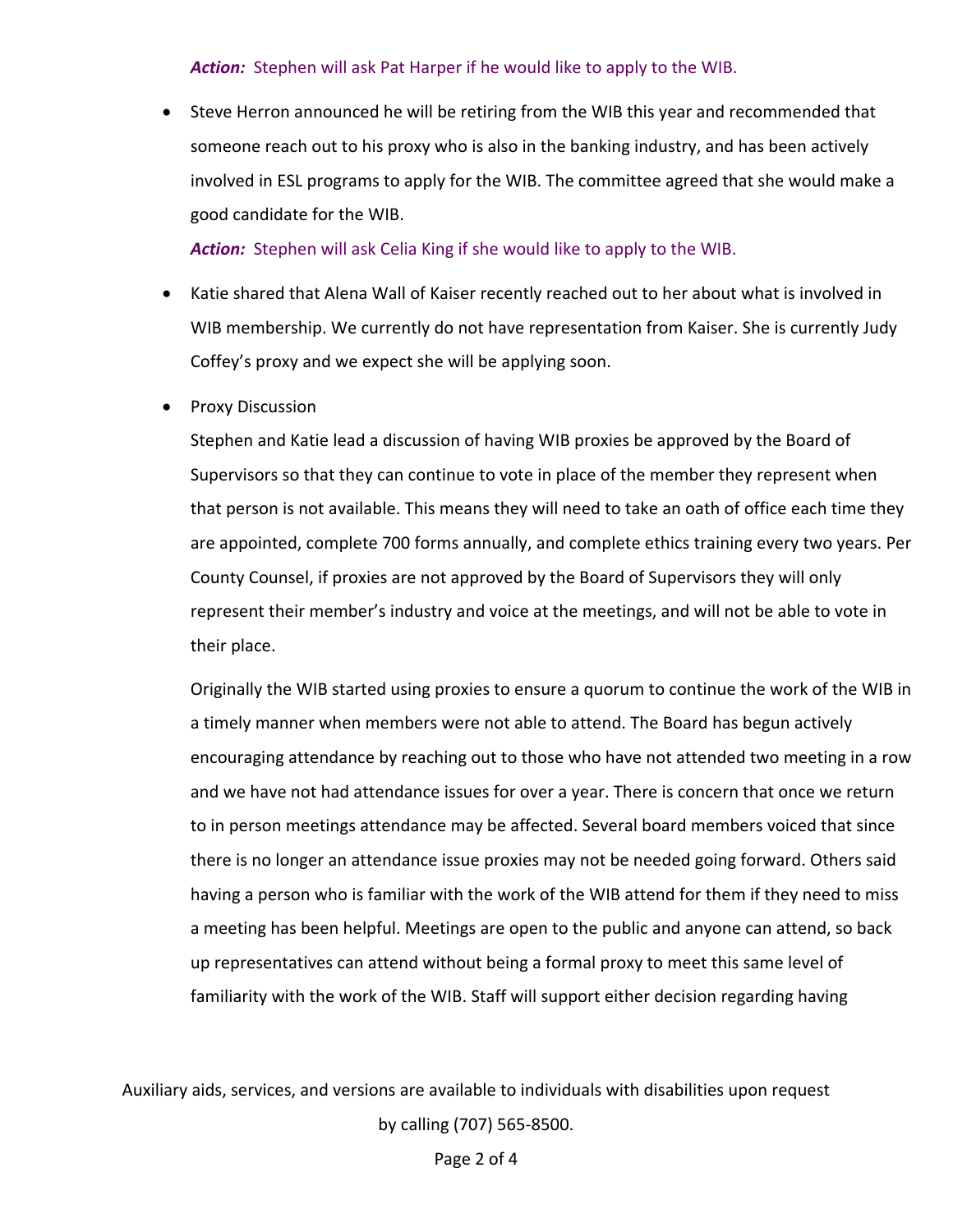***Action:*** Stephen will ask Pat Harper if he would like to apply to the WIB.

- Steve Herron announced he will be retiring from the WIB this year and recommended that someone reach out to his proxy who is also in the banking industry, and has been actively involved in ESL programs to apply for the WIB. The committee agreed that she would make a good candidate for the WIB.

  ***Action:*** Stephen will ask Celia King if she would like to apply to the WIB.

- Katie shared that Alena Wall of Kaiser recently reached out to her about what is involved in WIB membership. We currently do not have representation from Kaiser. She is currently Judy Coffey's proxy and we expect she will be applying soon.

- Proxy Discussion

  Stephen and Katie lead a discussion of having WIB proxies be approved by the Board of Supervisors so that they can continue to vote in place of the member they represent when that person is not available. This means they will need to take an oath of office each time they are appointed, complete 700 forms annually, and complete ethics training every two years. Per County Counsel, if proxies are not approved by the Board of Supervisors they will only represent their member's industry and voice at the meetings, and will not be able to vote in their place.

  Originally the WIB started using proxies to ensure a quorum to continue the work of the WIB in a timely manner when members were not able to attend. The Board has begun actively encouraging attendance by reaching out to those who have not attended two meeting in a row and we have not had attendance issues for over a year. There is concern that once we return to in person meetings attendance may be affected. Several board members voiced that since there is no longer an attendance issue proxies may not be needed going forward. Others said having a person who is familiar with the work of the WIB attend for them if they need to miss a meeting has been helpful. Meetings are open to the public and anyone can attend, so back up representatives can attend without being a formal proxy to meet this same level of familiarity with the work of the WIB. Staff will support either decision regarding having

Auxiliary aids, services, and versions are available to individuals with disabilities upon request by calling (707) 565-8500.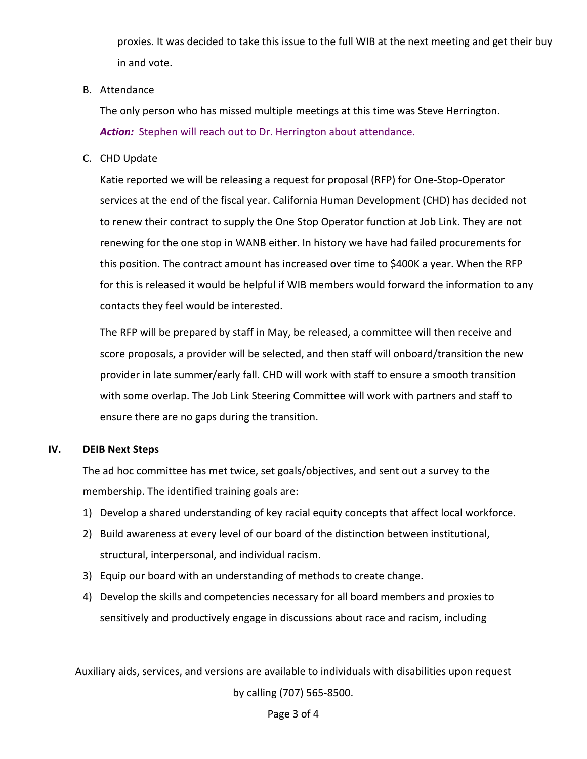proxies. It was decided to take this issue to the full WIB at the next meeting and get their buy in and vote.

B. Attendance

The only person who has missed multiple meetings at this time was Steve Herrington.

***Action:*** Stephen will reach out to Dr. Herrington about attendance.

C. CHD Update

Katie reported we will be releasing a request for proposal (RFP) for One-Stop-Operator services at the end of the fiscal year. California Human Development (CHD) has decided not to renew their contract to supply the One Stop Operator function at Job Link. They are not renewing for the one stop in WANB either. In history we have had failed procurements for this position. The contract amount has increased over time to $400K a year. When the RFP for this is released it would be helpful if WIB members would forward the information to any contacts they feel would be interested.

The RFP will be prepared by staff in May, be released, a committee will then receive and score proposals, a provider will be selected, and then staff will onboard/transition the new provider in late summer/early fall. CHD will work with staff to ensure a smooth transition with some overlap. The Job Link Steering Committee will work with partners and staff to ensure there are no gaps during the transition.

## IV. DEIB Next Steps

The ad hoc committee has met twice, set goals/objectives, and sent out a survey to the membership. The identified training goals are:

1) Develop a shared understanding of key racial equity concepts that affect local workforce.
2) Build awareness at every level of our board of the distinction between institutional, structural, interpersonal, and individual racism.
3) Equip our board with an understanding of methods to create change.
4) Develop the skills and competencies necessary for all board members and proxies to sensitively and productively engage in discussions about race and racism, including

Auxiliary aids, services, and versions are available to individuals with disabilities upon request by calling (707) 565-8500.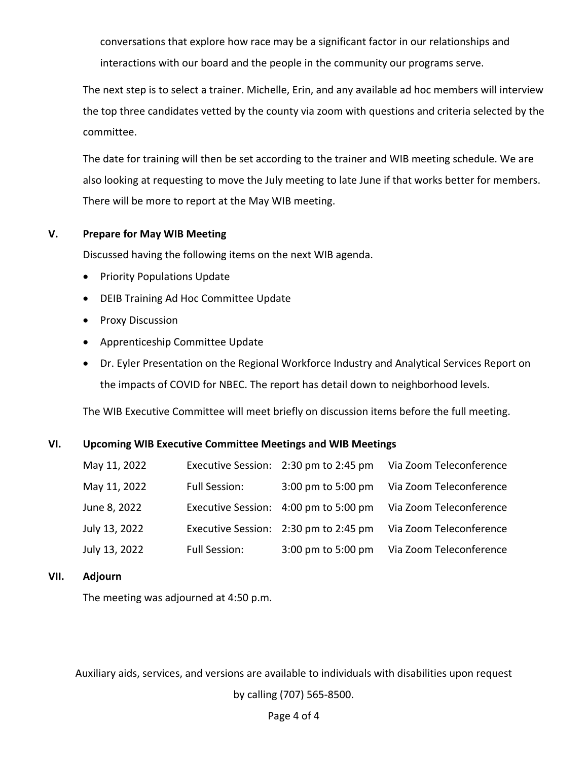conversations that explore how race may be a significant factor in our relationships and interactions with our board and the people in the community our programs serve.

The next step is to select a trainer. Michelle, Erin, and any available ad hoc members will interview the top three candidates vetted by the county via zoom with questions and criteria selected by the committee.

The date for training will then be set according to the trainer and WIB meeting schedule. We are also looking at requesting to move the July meeting to late June if that works better for members. There will be more to report at the May WIB meeting.

## V. Prepare for May WIB Meeting

Discussed having the following items on the next WIB agenda.

- Priority Populations Update
- DEIB Training Ad Hoc Committee Update
- Proxy Discussion
- Apprenticeship Committee Update
- Dr. Eyler Presentation on the Regional Workforce Industry and Analytical Services Report on the impacts of COVID for NBEC. The report has detail down to neighborhood levels.

The WIB Executive Committee will meet briefly on discussion items before the full meeting.

## VI. Upcoming WIB Executive Committee Meetings and WIB Meetings

| | | | |
|---|---|---|---|
| May 11, 2022 | Executive Session: | 2:30 pm to 2:45 pm | Via Zoom Teleconference |
| May 11, 2022 | Full Session: | 3:00 pm to 5:00 pm | Via Zoom Teleconference |
| June 8, 2022 | Executive Session: | 4:00 pm to 5:00 pm | Via Zoom Teleconference |
| July 13, 2022 | Executive Session: | 2:30 pm to 2:45 pm | Via Zoom Teleconference |
| July 13, 2022 | Full Session: | 3:00 pm to 5:00 pm | Via Zoom Teleconference |

## VII. Adjourn

The meeting was adjourned at 4:50 p.m.

Auxiliary aids, services, and versions are available to individuals with disabilities upon request by calling (707) 565-8500.